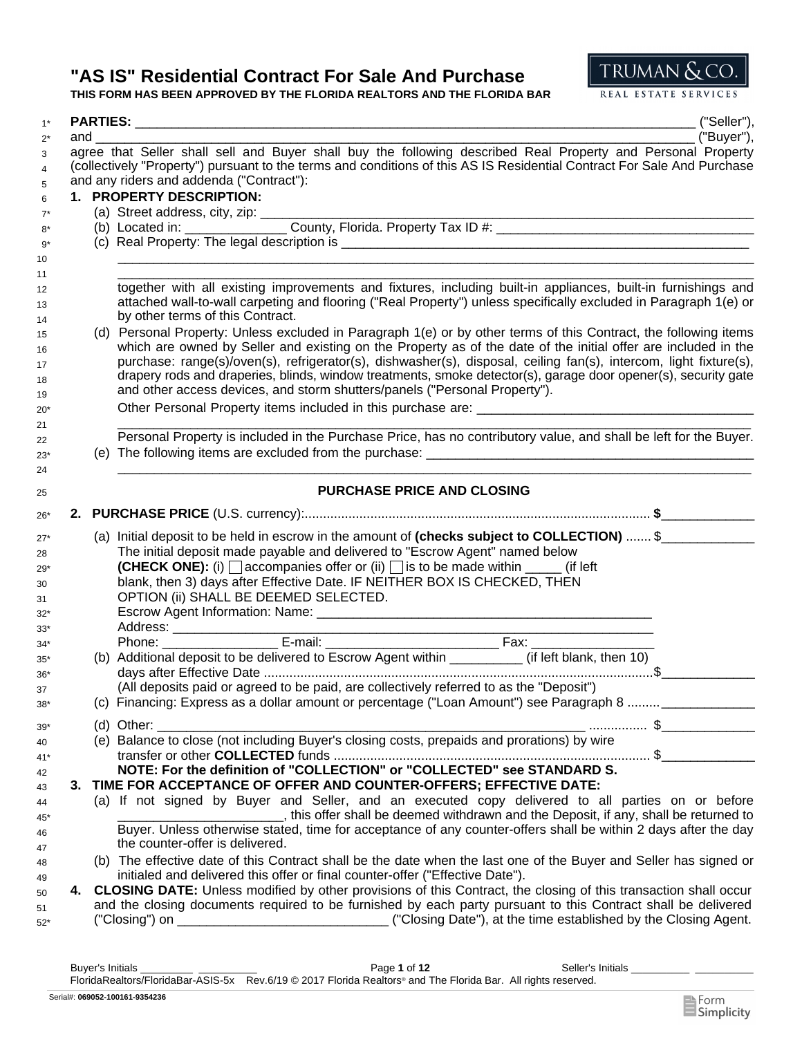# "AS IS" Residential Contract For Sale And Purchase

**THIS FORM HAS BEEN APPROVED BY THE FLORIDA REALTORS AND THE FLORIDA BAR**

**PARTIES:** ______________________________________________________________________________ ("Seller"),
and _________________________________________________________________________________ ("Buyer"),
agree that Seller shall sell and Buyer shall buy the following described Real Property and Personal Property (collectively "Property") pursuant to the terms and conditions of this AS IS Residential Contract For Sale And Purchase and any riders and addenda ("Contract"):

**1. PROPERTY DESCRIPTION:**

(a) Street address, city, zip: _______________________________________________________________

(b) Located in: ______________ County, Florida. Property Tax ID #: ___________________________________

(c) Real Property: The legal description is ______________________________________________________
_____________________________________________________________________________________
_____________________________________________________________________________________
together with all existing improvements and fixtures, including built-in appliances, built-in furnishings and attached wall-to-wall carpeting and flooring ("Real Property") unless specifically excluded in Paragraph 1(e) or by other terms of this Contract.

(d) Personal Property: Unless excluded in Paragraph 1(e) or by other terms of this Contract, the following items which are owned by Seller and existing on the Property as of the date of the initial offer are included in the purchase: range(s)/oven(s), refrigerator(s), dishwasher(s), disposal, ceiling fan(s), intercom, light fixture(s), drapery rods and draperies, blinds, window treatments, smoke detector(s), garage door opener(s), security gate and other access devices, and storm shutters/panels ("Personal Property").

Other Personal Property items included in this purchase are: _______________________________________
_____________________________________________________________________________________
Personal Property is included in the Purchase Price, has no contributory value, and shall be left for the Buyer.

(e) The following items are excluded from the purchase: ___________________________________________
_____________________________________________________________________________________

## PURCHASE PRICE AND CLOSING

**2. PURCHASE PRICE** (U.S. currency):............................................................................................ $_____________

(a) Initial deposit to be held in escrow in the amount of **(checks subject to COLLECTION)** ....... $_____________
The initial deposit made payable and delivered to "Escrow Agent" named below
**(CHECK ONE):** (i) ☐ accompanies offer or (ii) ☐ is to be made within _____ (if left blank, then 3) days after Effective Date. IF NEITHER BOX IS CHECKED, THEN OPTION (ii) SHALL BE DEEMED SELECTED.
Escrow Agent Information: Name: _______________________________________________
Address: ________________________________________________________________
Phone: ________________ E-mail: ________________________ Fax: _________________

(b) Additional deposit to be delivered to Escrow Agent within __________ (if left blank, then 10) days after Effective Date ..........................................................................................................$_____________
(All deposits paid or agreed to be paid, are collectively referred to as the "Deposit")

(c) Financing: Express as a dollar amount or percentage ("Loan Amount") see Paragraph 8 ......... _____________

(d) Other: ____________________________________________________________ ................ $_____________

(e) Balance to close (not including Buyer's closing costs, prepaids and prorations) by wire transfer or other **COLLECTED** funds ...................................................................................... $_____________
**NOTE: For the definition of "COLLECTION" or "COLLECTED" see STANDARD S.**

**3. TIME FOR ACCEPTANCE OF OFFER AND COUNTER-OFFERS; EFFECTIVE DATE:**

(a) If not signed by Buyer and Seller, and an executed copy delivered to all parties on or before _______________________, this offer shall be deemed withdrawn and the Deposit, if any, shall be returned to Buyer. Unless otherwise stated, time for acceptance of any counter-offers shall be within 2 days after the day the counter-offer is delivered.

(b) The effective date of this Contract shall be the date when the last one of the Buyer and Seller has signed or initialed and delivered this offer or final counter-offer ("Effective Date").

**4. CLOSING DATE:** Unless modified by other provisions of this Contract, the closing of this transaction shall occur and the closing documents required to be furnished by each party pursuant to this Contract shall be delivered ("Closing") on _____________________________ ("Closing Date"), at the time established by the Closing Agent.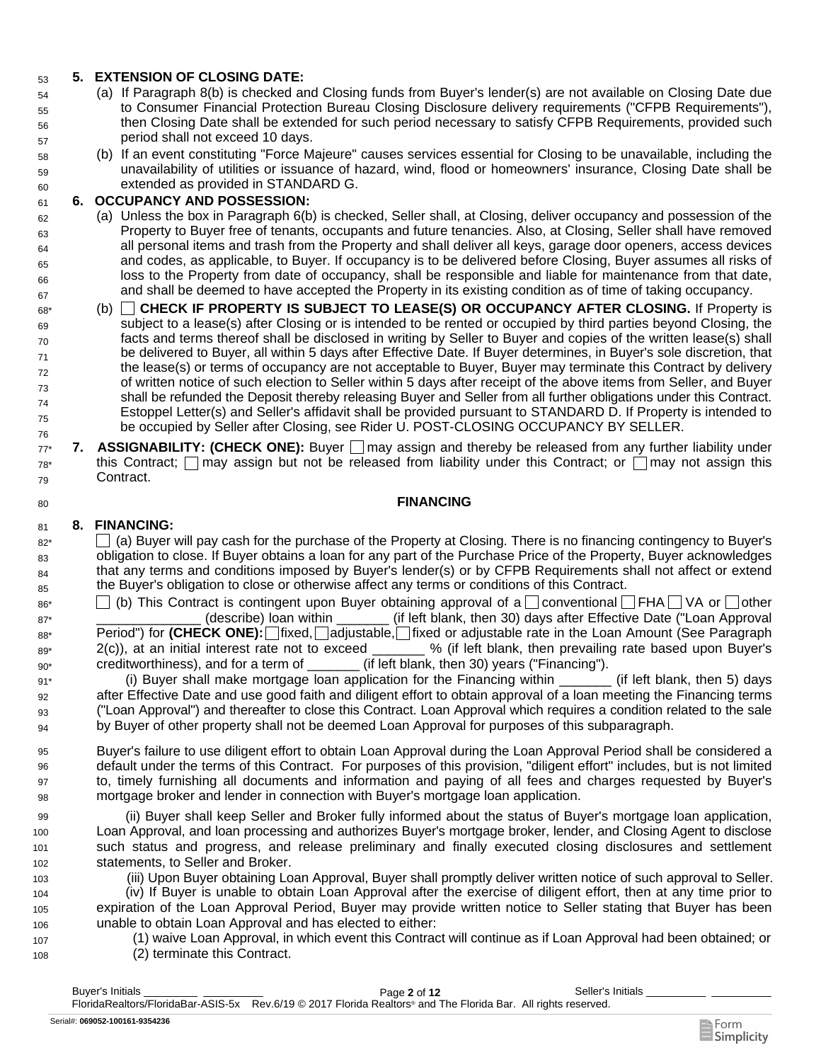**5. EXTENSION OF CLOSING DATE:**

(a) If Paragraph 8(b) is checked and Closing funds from Buyer's lender(s) are not available on Closing Date due to Consumer Financial Protection Bureau Closing Disclosure delivery requirements ("CFPB Requirements"), then Closing Date shall be extended for such period necessary to satisfy CFPB Requirements, provided such period shall not exceed 10 days.

(b) If an event constituting "Force Majeure" causes services essential for Closing to be unavailable, including the unavailability of utilities or issuance of hazard, wind, flood or homeowners' insurance, Closing Date shall be extended as provided in STANDARD G.

**6. OCCUPANCY AND POSSESSION:**

(a) Unless the box in Paragraph 6(b) is checked, Seller shall, at Closing, deliver occupancy and possession of the Property to Buyer free of tenants, occupants and future tenancies. Also, at Closing, Seller shall have removed all personal items and trash from the Property and shall deliver all keys, garage door openers, access devices and codes, as applicable, to Buyer. If occupancy is to be delivered before Closing, Buyer assumes all risks of loss to the Property from date of occupancy, shall be responsible and liable for maintenance from that date, and shall be deemed to have accepted the Property in its existing condition as of time of taking occupancy.

(b) ☐ **CHECK IF PROPERTY IS SUBJECT TO LEASE(S) OR OCCUPANCY AFTER CLOSING.** If Property is subject to a lease(s) after Closing or is intended to be rented or occupied by third parties beyond Closing, the facts and terms thereof shall be disclosed in writing by Seller to Buyer and copies of the written lease(s) shall be delivered to Buyer, all within 5 days after Effective Date. If Buyer determines, in Buyer's sole discretion, that the lease(s) or terms of occupancy are not acceptable to Buyer, Buyer may terminate this Contract by delivery of written notice of such election to Seller within 5 days after receipt of the above items from Seller, and Buyer shall be refunded the Deposit thereby releasing Buyer and Seller from all further obligations under this Contract. Estoppel Letter(s) and Seller's affidavit shall be provided pursuant to STANDARD D. If Property is intended to be occupied by Seller after Closing, see Rider U. POST-CLOSING OCCUPANCY BY SELLER.

**7. ASSIGNABILITY: (CHECK ONE):** Buyer ☐ may assign and thereby be released from any further liability under this Contract; ☐ may assign but not be released from liability under this Contract; or ☐ may not assign this Contract.

## FINANCING

**8. FINANCING:**

☐ (a) Buyer will pay cash for the purchase of the Property at Closing. There is no financing contingency to Buyer's obligation to close. If Buyer obtains a loan for any part of the Purchase Price of the Property, Buyer acknowledges that any terms and conditions imposed by Buyer's lender(s) or by CFPB Requirements shall not affect or extend the Buyer's obligation to close or otherwise affect any terms or conditions of this Contract.

☐ (b) This Contract is contingent upon Buyer obtaining approval of a ☐ conventional ☐ FHA ☐ VA or ☐ other ______________ (describe) loan within _______ (if left blank, then 30) days after Effective Date ("Loan Approval Period") for **(CHECK ONE):** ☐ fixed, ☐ adjustable, ☐ fixed or adjustable rate in the Loan Amount (See Paragraph 2(c)), at an initial interest rate not to exceed _______ % (if left blank, then prevailing rate based upon Buyer's creditworthiness), and for a term of _______ (if left blank, then 30) years ("Financing").

(i) Buyer shall make mortgage loan application for the Financing within _______ (if left blank, then 5) days after Effective Date and use good faith and diligent effort to obtain approval of a loan meeting the Financing terms ("Loan Approval") and thereafter to close this Contract. Loan Approval which requires a condition related to the sale by Buyer of other property shall not be deemed Loan Approval for purposes of this subparagraph.

Buyer's failure to use diligent effort to obtain Loan Approval during the Loan Approval Period shall be considered a default under the terms of this Contract. For purposes of this provision, "diligent effort" includes, but is not limited to, timely furnishing all documents and information and paying of all fees and charges requested by Buyer's mortgage broker and lender in connection with Buyer's mortgage loan application.

(ii) Buyer shall keep Seller and Broker fully informed about the status of Buyer's mortgage loan application, Loan Approval, and loan processing and authorizes Buyer's mortgage broker, lender, and Closing Agent to disclose such status and progress, and release preliminary and finally executed closing disclosures and settlement statements, to Seller and Broker.

(iii) Upon Buyer obtaining Loan Approval, Buyer shall promptly deliver written notice of such approval to Seller.

(iv) If Buyer is unable to obtain Loan Approval after the exercise of diligent effort, then at any time prior to expiration of the Loan Approval Period, Buyer may provide written notice to Seller stating that Buyer has been unable to obtain Loan Approval and has elected to either:

(1) waive Loan Approval, in which event this Contract will continue as if Loan Approval had been obtained; or

(2) terminate this Contract.

Buyer's Initials _________ _________ Seller's Initials _________ _________

FloridaRealtors/FloridaBar-ASIS-5x Rev.6/19 © 2017 Florida Realtors® and The Florida Bar. All rights reserved.

Serial#: 069052-100161-9354236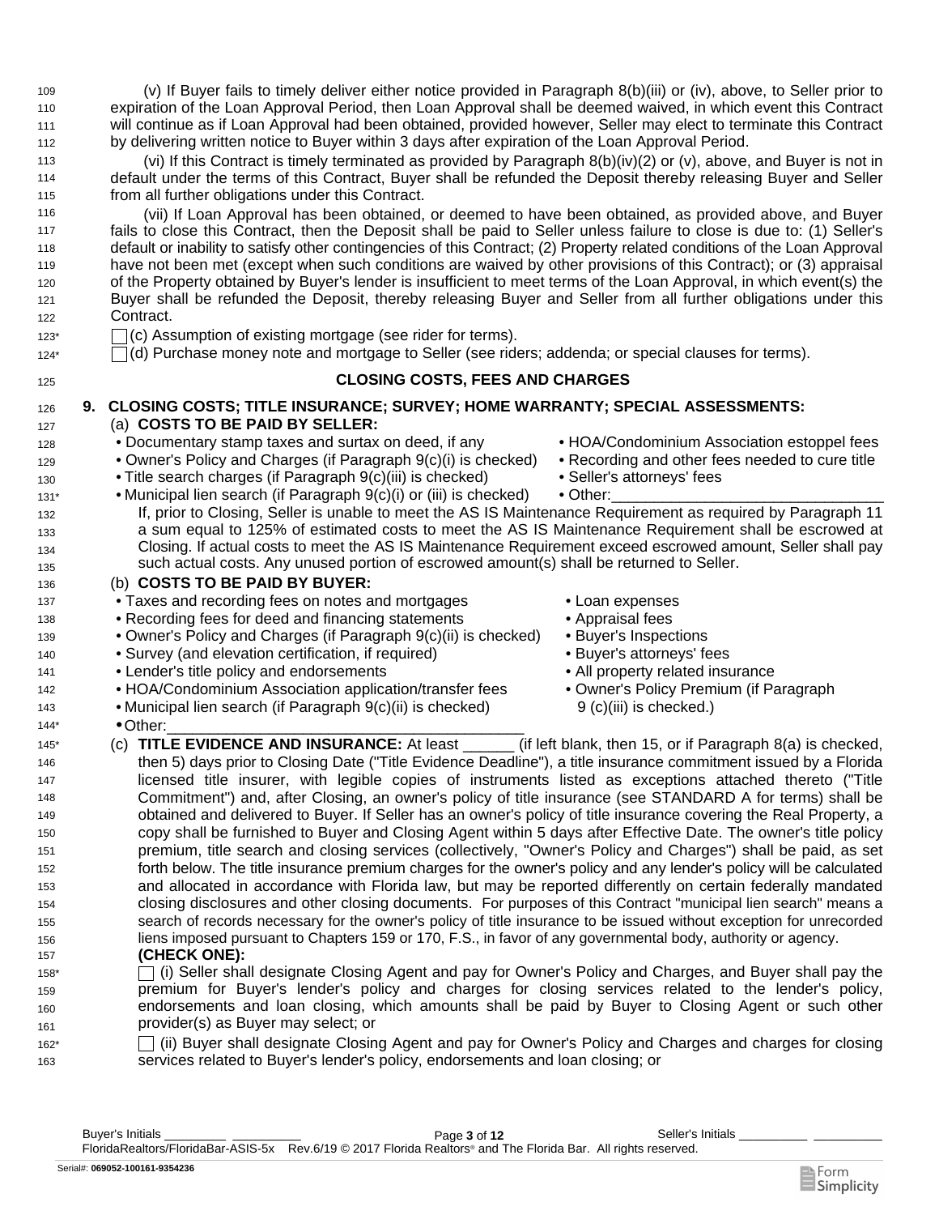(v) If Buyer fails to timely deliver either notice provided in Paragraph 8(b)(iii) or (iv), above, to Seller prior to expiration of the Loan Approval Period, then Loan Approval shall be deemed waived, in which event this Contract will continue as if Loan Approval had been obtained, provided however, Seller may elect to terminate this Contract by delivering written notice to Buyer within 3 days after expiration of the Loan Approval Period.

(vi) If this Contract is timely terminated as provided by Paragraph 8(b)(iv)(2) or (v), above, and Buyer is not in default under the terms of this Contract, Buyer shall be refunded the Deposit thereby releasing Buyer and Seller from all further obligations under this Contract.

(vii) If Loan Approval has been obtained, or deemed to have been obtained, as provided above, and Buyer fails to close this Contract, then the Deposit shall be paid to Seller unless failure to close is due to: (1) Seller's default or inability to satisfy other contingencies of this Contract; (2) Property related conditions of the Loan Approval have not been met (except when such conditions are waived by other provisions of this Contract); or (3) appraisal of the Property obtained by Buyer's lender is insufficient to meet terms of the Loan Approval, in which event(s) the Buyer shall be refunded the Deposit, thereby releasing Buyer and Seller from all further obligations under this Contract.

☐ (c) Assumption of existing mortgage (see rider for terms).

☐ (d) Purchase money note and mortgage to Seller (see riders; addenda; or special clauses for terms).

## CLOSING COSTS, FEES AND CHARGES

**9. CLOSING COSTS; TITLE INSURANCE; SURVEY; HOME WARRANTY; SPECIAL ASSESSMENTS:**

(a) **COSTS TO BE PAID BY SELLER:**

- Documentary stamp taxes and surtax on deed, if any
- Owner's Policy and Charges (if Paragraph 9(c)(i) is checked)
- Title search charges (if Paragraph 9(c)(iii) is checked)
- Municipal lien search (if Paragraph 9(c)(i) or (iii) is checked)
- HOA/Condominium Association estoppel fees
- Recording and other fees needed to cure title
- Seller's attorneys' fees
- Other:\_\_\_\_\_\_\_\_\_\_\_\_\_\_\_\_\_\_\_\_\_\_\_\_\_\_\_\_\_\_\_\_

If, prior to Closing, Seller is unable to meet the AS IS Maintenance Requirement as required by Paragraph 11 a sum equal to 125% of estimated costs to meet the AS IS Maintenance Requirement shall be escrowed at Closing. If actual costs to meet the AS IS Maintenance Requirement exceed escrowed amount, Seller shall pay such actual costs. Any unused portion of escrowed amount(s) shall be returned to Seller.

(b) **COSTS TO BE PAID BY BUYER:**

- Taxes and recording fees on notes and mortgages
- Recording fees for deed and financing statements
- Owner's Policy and Charges (if Paragraph 9(c)(ii) is checked)
- Survey (and elevation certification, if required)
- Lender's title policy and endorsements
- HOA/Condominium Association application/transfer fees
- Municipal lien search (if Paragraph 9(c)(ii) is checked)
- Other:\_\_\_\_\_\_\_\_\_\_\_\_\_\_\_\_\_\_\_\_\_\_\_\_\_\_\_\_\_\_\_\_\_\_\_\_\_\_\_\_
- Loan expenses
- Appraisal fees
- Buyer's Inspections
- Buyer's attorneys' fees
- All property related insurance
- Owner's Policy Premium (if Paragraph 9 (c)(iii) is checked.)

(c) **TITLE EVIDENCE AND INSURANCE:** At least \_\_\_\_\_\_ (if left blank, then 15, or if Paragraph 8(a) is checked, then 5) days prior to Closing Date ("Title Evidence Deadline"), a title insurance commitment issued by a Florida licensed title insurer, with legible copies of instruments listed as exceptions attached thereto ("Title Commitment") and, after Closing, an owner's policy of title insurance (see STANDARD A for terms) shall be obtained and delivered to Buyer. If Seller has an owner's policy of title insurance covering the Real Property, a copy shall be furnished to Buyer and Closing Agent within 5 days after Effective Date. The owner's title policy premium, title search and closing services (collectively, "Owner's Policy and Charges") shall be paid, as set forth below. The title insurance premium charges for the owner's policy and any lender's policy will be calculated and allocated in accordance with Florida law, but may be reported differently on certain federally mandated closing disclosures and other closing documents. For purposes of this Contract "municipal lien search" means a search of records necessary for the owner's policy of title insurance to be issued without exception for unrecorded liens imposed pursuant to Chapters 159 or 170, F.S., in favor of any governmental body, authority or agency.

**(CHECK ONE):**

☐ (i) Seller shall designate Closing Agent and pay for Owner's Policy and Charges, and Buyer shall pay the premium for Buyer's lender's policy and charges for closing services related to the lender's policy, endorsements and loan closing, which amounts shall be paid by Buyer to Closing Agent or such other provider(s) as Buyer may select; or

☐ (ii) Buyer shall designate Closing Agent and pay for Owner's Policy and Charges and charges for closing services related to Buyer's lender's policy, endorsements and loan closing; or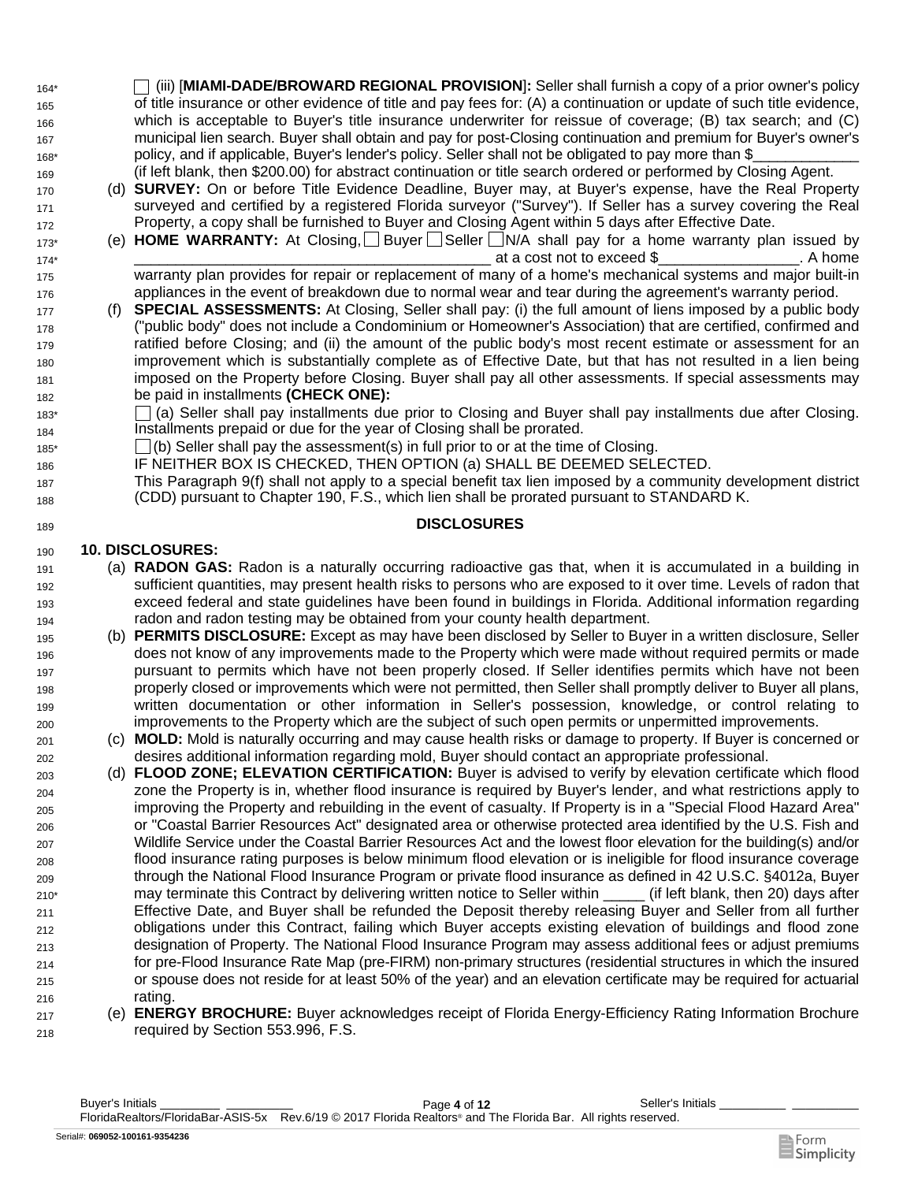☐ (iii) [**MIAMI-DADE/BROWARD REGIONAL PROVISION**]**:** Seller shall furnish a copy of a prior owner's policy of title insurance or other evidence of title and pay fees for: (A) a continuation or update of such title evidence, which is acceptable to Buyer's title insurance underwriter for reissue of coverage; (B) tax search; and (C) municipal lien search. Buyer shall obtain and pay for post-Closing continuation and premium for Buyer's owner's policy, and if applicable, Buyer's lender's policy. Seller shall not be obligated to pay more than $_____________ (if left blank, then $200.00) for abstract continuation or title search ordered or performed by Closing Agent.

(d) **SURVEY:** On or before Title Evidence Deadline, Buyer may, at Buyer's expense, have the Real Property surveyed and certified by a registered Florida surveyor ("Survey"). If Seller has a survey covering the Real Property, a copy shall be furnished to Buyer and Closing Agent within 5 days after Effective Date.

(e) **HOME WARRANTY:** At Closing, ☐ Buyer ☐ Seller ☐ N/A shall pay for a home warranty plan issued by ___________________________________________ at a cost not to exceed $_________________. A home warranty plan provides for repair or replacement of many of a home's mechanical systems and major built-in appliances in the event of breakdown due to normal wear and tear during the agreement's warranty period.

(f) **SPECIAL ASSESSMENTS:** At Closing, Seller shall pay: (i) the full amount of liens imposed by a public body ("public body" does not include a Condominium or Homeowner's Association) that are certified, confirmed and ratified before Closing; and (ii) the amount of the public body's most recent estimate or assessment for an improvement which is substantially complete as of Effective Date, but that has not resulted in a lien being imposed on the Property before Closing. Buyer shall pay all other assessments. If special assessments may be paid in installments **(CHECK ONE):**

☐ (a) Seller shall pay installments due prior to Closing and Buyer shall pay installments due after Closing. Installments prepaid or due for the year of Closing shall be prorated.

☐ (b) Seller shall pay the assessment(s) in full prior to or at the time of Closing.

IF NEITHER BOX IS CHECKED, THEN OPTION (a) SHALL BE DEEMED SELECTED.

This Paragraph 9(f) shall not apply to a special benefit tax lien imposed by a community development district (CDD) pursuant to Chapter 190, F.S., which lien shall be prorated pursuant to STANDARD K.

## DISCLOSURES

### 10. DISCLOSURES:

(a) **RADON GAS:** Radon is a naturally occurring radioactive gas that, when it is accumulated in a building in sufficient quantities, may present health risks to persons who are exposed to it over time. Levels of radon that exceed federal and state guidelines have been found in buildings in Florida. Additional information regarding radon and radon testing may be obtained from your county health department.

(b) **PERMITS DISCLOSURE:** Except as may have been disclosed by Seller to Buyer in a written disclosure, Seller does not know of any improvements made to the Property which were made without required permits or made pursuant to permits which have not been properly closed. If Seller identifies permits which have not been properly closed or improvements which were not permitted, then Seller shall promptly deliver to Buyer all plans, written documentation or other information in Seller's possession, knowledge, or control relating to improvements to the Property which are the subject of such open permits or unpermitted improvements.

(c) **MOLD:** Mold is naturally occurring and may cause health risks or damage to property. If Buyer is concerned or desires additional information regarding mold, Buyer should contact an appropriate professional.

(d) **FLOOD ZONE; ELEVATION CERTIFICATION:** Buyer is advised to verify by elevation certificate which flood zone the Property is in, whether flood insurance is required by Buyer's lender, and what restrictions apply to improving the Property and rebuilding in the event of casualty. If Property is in a "Special Flood Hazard Area" or "Coastal Barrier Resources Act" designated area or otherwise protected area identified by the U.S. Fish and Wildlife Service under the Coastal Barrier Resources Act and the lowest floor elevation for the building(s) and/or flood insurance rating purposes is below minimum flood elevation or is ineligible for flood insurance coverage through the National Flood Insurance Program or private flood insurance as defined in 42 U.S.C. §4012a, Buyer may terminate this Contract by delivering written notice to Seller within _____ (if left blank, then 20) days after Effective Date, and Buyer shall be refunded the Deposit thereby releasing Buyer and Seller from all further obligations under this Contract, failing which Buyer accepts existing elevation of buildings and flood zone designation of Property. The National Flood Insurance Program may assess additional fees or adjust premiums for pre-Flood Insurance Rate Map (pre-FIRM) non-primary structures (residential structures in which the insured or spouse does not reside for at least 50% of the year) and an elevation certificate may be required for actuarial rating.

(e) **ENERGY BROCHURE:** Buyer acknowledges receipt of Florida Energy-Efficiency Rating Information Brochure required by Section 553.996, F.S.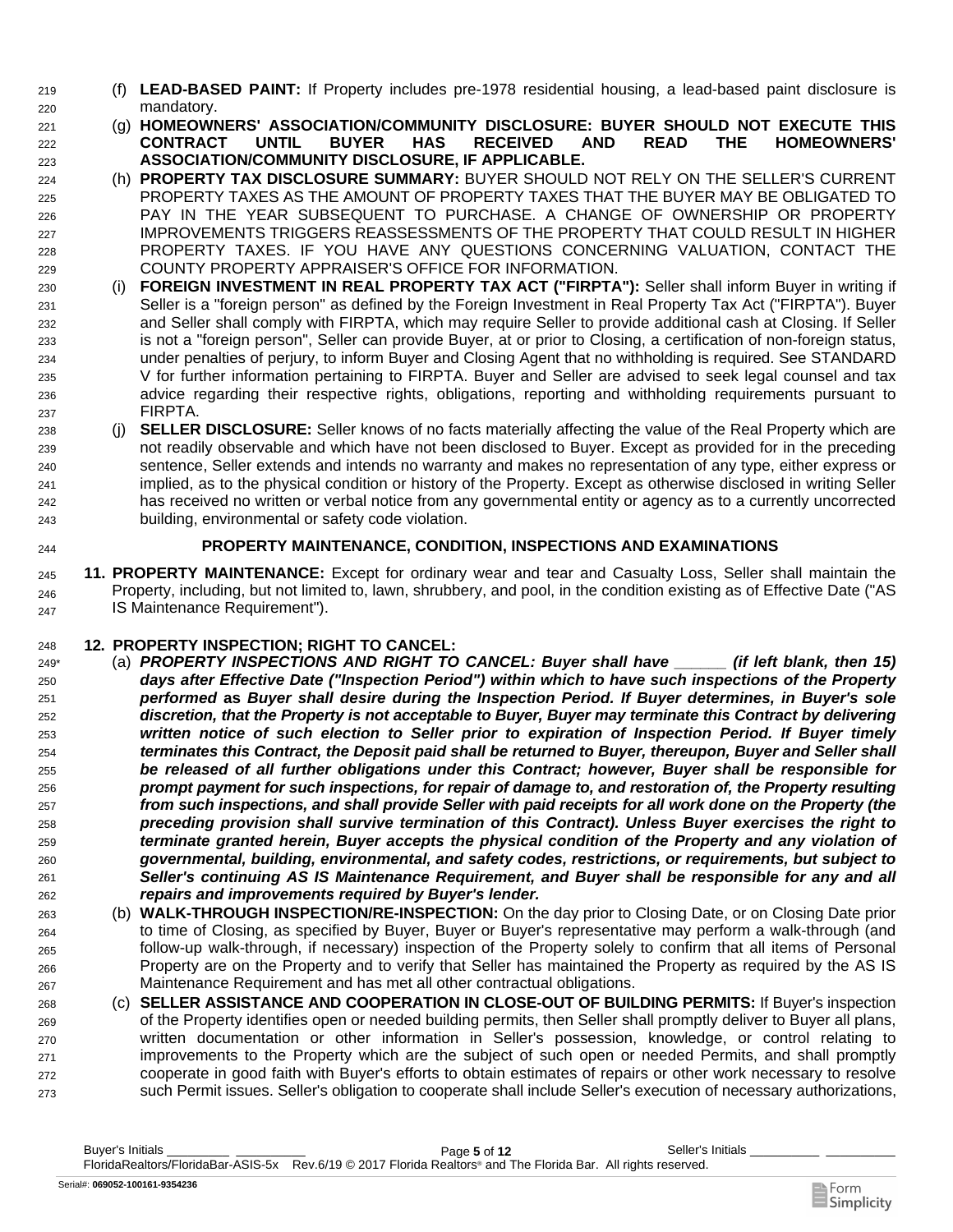(f) **LEAD-BASED PAINT:** If Property includes pre-1978 residential housing, a lead-based paint disclosure is mandatory.

(g) **HOMEOWNERS' ASSOCIATION/COMMUNITY DISCLOSURE: BUYER SHOULD NOT EXECUTE THIS CONTRACT UNTIL BUYER HAS RECEIVED AND READ THE HOMEOWNERS' ASSOCIATION/COMMUNITY DISCLOSURE, IF APPLICABLE.**

(h) **PROPERTY TAX DISCLOSURE SUMMARY:** BUYER SHOULD NOT RELY ON THE SELLER'S CURRENT PROPERTY TAXES AS THE AMOUNT OF PROPERTY TAXES THAT THE BUYER MAY BE OBLIGATED TO PAY IN THE YEAR SUBSEQUENT TO PURCHASE. A CHANGE OF OWNERSHIP OR PROPERTY IMPROVEMENTS TRIGGERS REASSESSMENTS OF THE PROPERTY THAT COULD RESULT IN HIGHER PROPERTY TAXES. IF YOU HAVE ANY QUESTIONS CONCERNING VALUATION, CONTACT THE COUNTY PROPERTY APPRAISER'S OFFICE FOR INFORMATION.

(i) **FOREIGN INVESTMENT IN REAL PROPERTY TAX ACT ("FIRPTA"):** Seller shall inform Buyer in writing if Seller is a "foreign person" as defined by the Foreign Investment in Real Property Tax Act ("FIRPTA"). Buyer and Seller shall comply with FIRPTA, which may require Seller to provide additional cash at Closing. If Seller is not a "foreign person", Seller can provide Buyer, at or prior to Closing, a certification of non-foreign status, under penalties of perjury, to inform Buyer and Closing Agent that no withholding is required. See STANDARD V for further information pertaining to FIRPTA. Buyer and Seller are advised to seek legal counsel and tax advice regarding their respective rights, obligations, reporting and withholding requirements pursuant to FIRPTA.

(j) **SELLER DISCLOSURE:** Seller knows of no facts materially affecting the value of the Real Property which are not readily observable and which have not been disclosed to Buyer. Except as provided for in the preceding sentence, Seller extends and intends no warranty and makes no representation of any type, either express or implied, as to the physical condition or history of the Property. Except as otherwise disclosed in writing Seller has received no written or verbal notice from any governmental entity or agency as to a currently uncorrected building, environmental or safety code violation.

## PROPERTY MAINTENANCE, CONDITION, INSPECTIONS AND EXAMINATIONS

**11. PROPERTY MAINTENANCE:** Except for ordinary wear and tear and Casualty Loss, Seller shall maintain the Property, including, but not limited to, lawn, shrubbery, and pool, in the condition existing as of Effective Date ("AS IS Maintenance Requirement").

**12. PROPERTY INSPECTION; RIGHT TO CANCEL:**

(a) ***PROPERTY INSPECTIONS AND RIGHT TO CANCEL: Buyer shall have ______ (if left blank, then 15) days after Effective Date ("Inspection Period") within which to have such inspections of the Property performed as Buyer shall desire during the Inspection Period. If Buyer determines, in Buyer's sole discretion, that the Property is not acceptable to Buyer, Buyer may terminate this Contract by delivering written notice of such election to Seller prior to expiration of Inspection Period. If Buyer timely terminates this Contract, the Deposit paid shall be returned to Buyer, thereupon, Buyer and Seller shall be released of all further obligations under this Contract; however, Buyer shall be responsible for prompt payment for such inspections, for repair of damage to, and restoration of, the Property resulting from such inspections, and shall provide Seller with paid receipts for all work done on the Property (the preceding provision shall survive termination of this Contract). Unless Buyer exercises the right to terminate granted herein, Buyer accepts the physical condition of the Property and any violation of governmental, building, environmental, and safety codes, restrictions, or requirements, but subject to Seller's continuing AS IS Maintenance Requirement, and Buyer shall be responsible for any and all repairs and improvements required by Buyer's lender.***

(b) **WALK-THROUGH INSPECTION/RE-INSPECTION:** On the day prior to Closing Date, or on Closing Date prior to time of Closing, as specified by Buyer, Buyer or Buyer's representative may perform a walk-through (and follow-up walk-through, if necessary) inspection of the Property solely to confirm that all items of Personal Property are on the Property and to verify that Seller has maintained the Property as required by the AS IS Maintenance Requirement and has met all other contractual obligations.

(c) **SELLER ASSISTANCE AND COOPERATION IN CLOSE-OUT OF BUILDING PERMITS:** If Buyer's inspection of the Property identifies open or needed building permits, then Seller shall promptly deliver to Buyer all plans, written documentation or other information in Seller's possession, knowledge, or control relating to improvements to the Property which are the subject of such open or needed Permits, and shall promptly cooperate in good faith with Buyer's efforts to obtain estimates of repairs or other work necessary to resolve such Permit issues. Seller's obligation to cooperate shall include Seller's execution of necessary authorizations,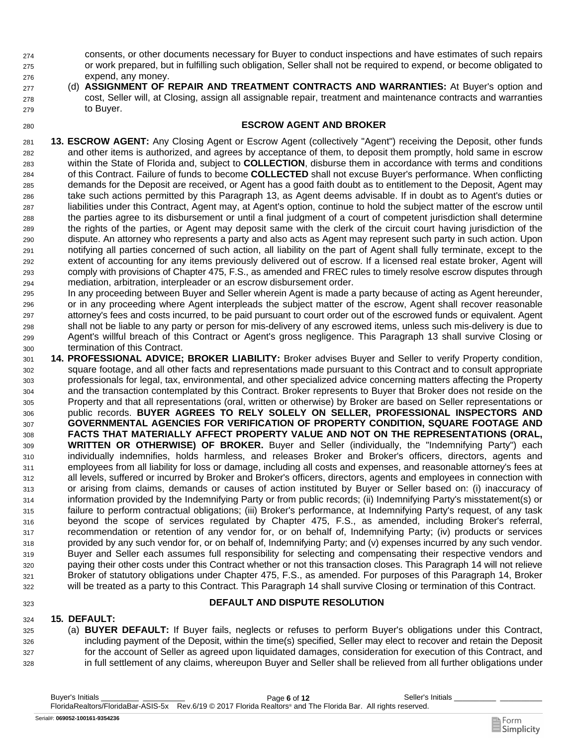consents, or other documents necessary for Buyer to conduct inspections and have estimates of such repairs or work prepared, but in fulfilling such obligation, Seller shall not be required to expend, or become obligated to expend, any money.

(d) **ASSIGNMENT OF REPAIR AND TREATMENT CONTRACTS AND WARRANTIES:** At Buyer's option and cost, Seller will, at Closing, assign all assignable repair, treatment and maintenance contracts and warranties to Buyer.

## ESCROW AGENT AND BROKER

**13. ESCROW AGENT:** Any Closing Agent or Escrow Agent (collectively "Agent") receiving the Deposit, other funds and other items is authorized, and agrees by acceptance of them, to deposit them promptly, hold same in escrow within the State of Florida and, subject to **COLLECTION**, disburse them in accordance with terms and conditions of this Contract. Failure of funds to become **COLLECTED** shall not excuse Buyer's performance. When conflicting demands for the Deposit are received, or Agent has a good faith doubt as to entitlement to the Deposit, Agent may take such actions permitted by this Paragraph 13, as Agent deems advisable. If in doubt as to Agent's duties or liabilities under this Contract, Agent may, at Agent's option, continue to hold the subject matter of the escrow until the parties agree to its disbursement or until a final judgment of a court of competent jurisdiction shall determine the rights of the parties, or Agent may deposit same with the clerk of the circuit court having jurisdiction of the dispute. An attorney who represents a party and also acts as Agent may represent such party in such action. Upon notifying all parties concerned of such action, all liability on the part of Agent shall fully terminate, except to the extent of accounting for any items previously delivered out of escrow. If a licensed real estate broker, Agent will comply with provisions of Chapter 475, F.S., as amended and FREC rules to timely resolve escrow disputes through mediation, arbitration, interpleader or an escrow disbursement order.

In any proceeding between Buyer and Seller wherein Agent is made a party because of acting as Agent hereunder, or in any proceeding where Agent interpleads the subject matter of the escrow, Agent shall recover reasonable attorney's fees and costs incurred, to be paid pursuant to court order out of the escrowed funds or equivalent. Agent shall not be liable to any party or person for mis-delivery of any escrowed items, unless such mis-delivery is due to Agent's willful breach of this Contract or Agent's gross negligence. This Paragraph 13 shall survive Closing or termination of this Contract.

**14. PROFESSIONAL ADVICE; BROKER LIABILITY:** Broker advises Buyer and Seller to verify Property condition, square footage, and all other facts and representations made pursuant to this Contract and to consult appropriate professionals for legal, tax, environmental, and other specialized advice concerning matters affecting the Property and the transaction contemplated by this Contract. Broker represents to Buyer that Broker does not reside on the Property and that all representations (oral, written or otherwise) by Broker are based on Seller representations or public records. **BUYER AGREES TO RELY SOLELY ON SELLER, PROFESSIONAL INSPECTORS AND GOVERNMENTAL AGENCIES FOR VERIFICATION OF PROPERTY CONDITION, SQUARE FOOTAGE AND FACTS THAT MATERIALLY AFFECT PROPERTY VALUE AND NOT ON THE REPRESENTATIONS (ORAL, WRITTEN OR OTHERWISE) OF BROKER.** Buyer and Seller (individually, the "Indemnifying Party") each individually indemnifies, holds harmless, and releases Broker and Broker's officers, directors, agents and employees from all liability for loss or damage, including all costs and expenses, and reasonable attorney's fees at all levels, suffered or incurred by Broker and Broker's officers, directors, agents and employees in connection with or arising from claims, demands or causes of action instituted by Buyer or Seller based on: (i) inaccuracy of information provided by the Indemnifying Party or from public records; (ii) Indemnifying Party's misstatement(s) or failure to perform contractual obligations; (iii) Broker's performance, at Indemnifying Party's request, of any task beyond the scope of services regulated by Chapter 475, F.S., as amended, including Broker's referral, recommendation or retention of any vendor for, or on behalf of, Indemnifying Party; (iv) products or services provided by any such vendor for, or on behalf of, Indemnifying Party; and (v) expenses incurred by any such vendor. Buyer and Seller each assumes full responsibility for selecting and compensating their respective vendors and paying their other costs under this Contract whether or not this transaction closes. This Paragraph 14 will not relieve Broker of statutory obligations under Chapter 475, F.S., as amended. For purposes of this Paragraph 14, Broker will be treated as a party to this Contract. This Paragraph 14 shall survive Closing or termination of this Contract.

## DEFAULT AND DISPUTE RESOLUTION

**15. DEFAULT:**

(a) **BUYER DEFAULT:** If Buyer fails, neglects or refuses to perform Buyer's obligations under this Contract, including payment of the Deposit, within the time(s) specified, Seller may elect to recover and retain the Deposit for the account of Seller as agreed upon liquidated damages, consideration for execution of this Contract, and in full settlement of any claims, whereupon Buyer and Seller shall be relieved from all further obligations under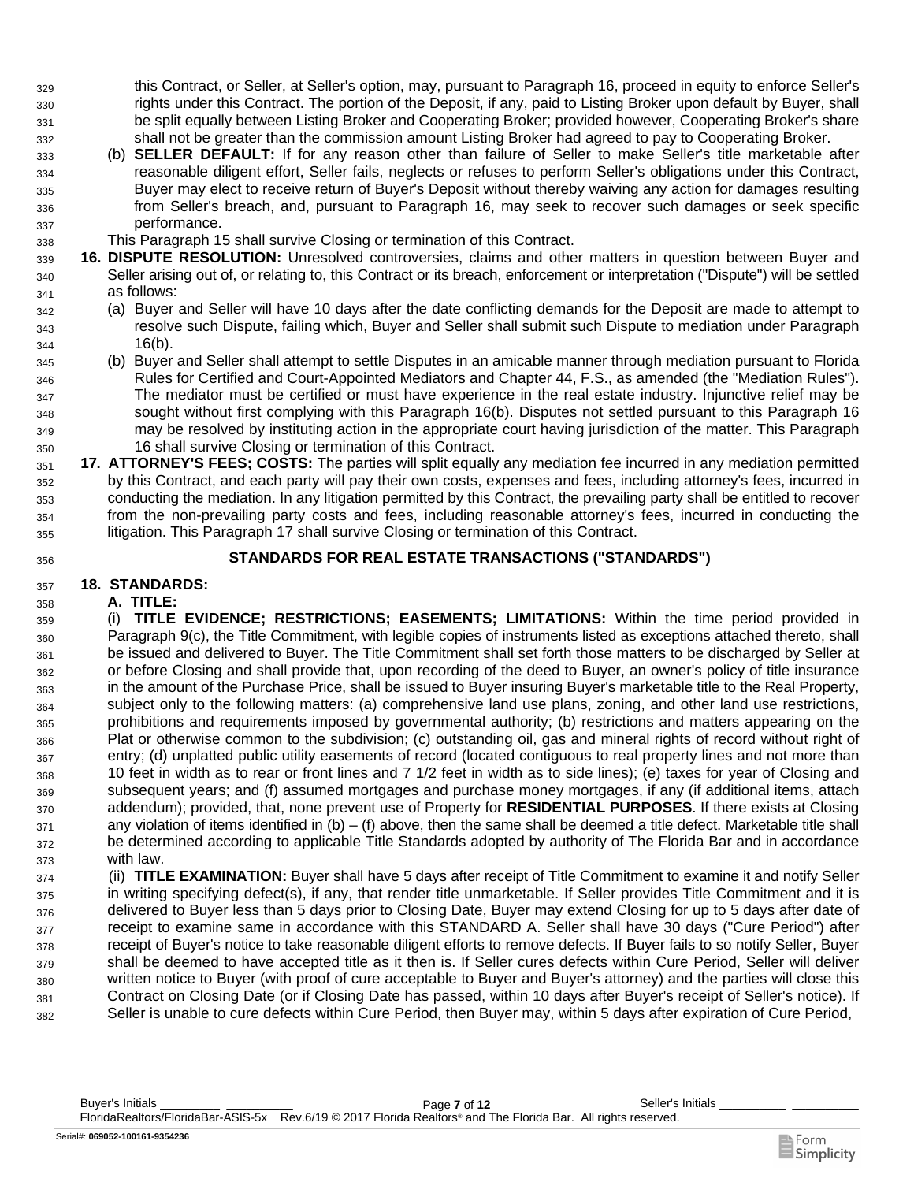this Contract, or Seller, at Seller's option, may, pursuant to Paragraph 16, proceed in equity to enforce Seller's rights under this Contract. The portion of the Deposit, if any, paid to Listing Broker upon default by Buyer, shall be split equally between Listing Broker and Cooperating Broker; provided however, Cooperating Broker's share shall not be greater than the commission amount Listing Broker had agreed to pay to Cooperating Broker.

(b) **SELLER DEFAULT:** If for any reason other than failure of Seller to make Seller's title marketable after reasonable diligent effort, Seller fails, neglects or refuses to perform Seller's obligations under this Contract, Buyer may elect to receive return of Buyer's Deposit without thereby waiving any action for damages resulting from Seller's breach, and, pursuant to Paragraph 16, may seek to recover such damages or seek specific performance.

This Paragraph 15 shall survive Closing or termination of this Contract.

**16. DISPUTE RESOLUTION:** Unresolved controversies, claims and other matters in question between Buyer and Seller arising out of, or relating to, this Contract or its breach, enforcement or interpretation ("Dispute") will be settled as follows:

(a) Buyer and Seller will have 10 days after the date conflicting demands for the Deposit are made to attempt to resolve such Dispute, failing which, Buyer and Seller shall submit such Dispute to mediation under Paragraph 16(b).

(b) Buyer and Seller shall attempt to settle Disputes in an amicable manner through mediation pursuant to Florida Rules for Certified and Court-Appointed Mediators and Chapter 44, F.S., as amended (the "Mediation Rules"). The mediator must be certified or must have experience in the real estate industry. Injunctive relief may be sought without first complying with this Paragraph 16(b). Disputes not settled pursuant to this Paragraph 16 may be resolved by instituting action in the appropriate court having jurisdiction of the matter. This Paragraph 16 shall survive Closing or termination of this Contract.

**17. ATTORNEY'S FEES; COSTS:** The parties will split equally any mediation fee incurred in any mediation permitted by this Contract, and each party will pay their own costs, expenses and fees, including attorney's fees, incurred in conducting the mediation. In any litigation permitted by this Contract, the prevailing party shall be entitled to recover from the non-prevailing party costs and fees, including reasonable attorney's fees, incurred in conducting the litigation. This Paragraph 17 shall survive Closing or termination of this Contract.

## STANDARDS FOR REAL ESTATE TRANSACTIONS ("STANDARDS")

**18. STANDARDS:**

**A. TITLE:**

(i) **TITLE EVIDENCE; RESTRICTIONS; EASEMENTS; LIMITATIONS:** Within the time period provided in Paragraph 9(c), the Title Commitment, with legible copies of instruments listed as exceptions attached thereto, shall be issued and delivered to Buyer. The Title Commitment shall set forth those matters to be discharged by Seller at or before Closing and shall provide that, upon recording of the deed to Buyer, an owner's policy of title insurance in the amount of the Purchase Price, shall be issued to Buyer insuring Buyer's marketable title to the Real Property, subject only to the following matters: (a) comprehensive land use plans, zoning, and other land use restrictions, prohibitions and requirements imposed by governmental authority; (b) restrictions and matters appearing on the Plat or otherwise common to the subdivision; (c) outstanding oil, gas and mineral rights of record without right of entry; (d) unplatted public utility easements of record (located contiguous to real property lines and not more than 10 feet in width as to rear or front lines and 7 1/2 feet in width as to side lines); (e) taxes for year of Closing and subsequent years; and (f) assumed mortgages and purchase money mortgages, if any (if additional items, attach addendum); provided, that, none prevent use of Property for **RESIDENTIAL PURPOSES**. If there exists at Closing any violation of items identified in (b) – (f) above, then the same shall be deemed a title defect. Marketable title shall be determined according to applicable Title Standards adopted by authority of The Florida Bar and in accordance with law.

(ii) **TITLE EXAMINATION:** Buyer shall have 5 days after receipt of Title Commitment to examine it and notify Seller in writing specifying defect(s), if any, that render title unmarketable. If Seller provides Title Commitment and it is delivered to Buyer less than 5 days prior to Closing Date, Buyer may extend Closing for up to 5 days after date of receipt to examine same in accordance with this STANDARD A. Seller shall have 30 days ("Cure Period") after receipt of Buyer's notice to take reasonable diligent efforts to remove defects. If Buyer fails to so notify Seller, Buyer shall be deemed to have accepted title as it then is. If Seller cures defects within Cure Period, Seller will deliver written notice to Buyer (with proof of cure acceptable to Buyer and Buyer's attorney) and the parties will close this Contract on Closing Date (or if Closing Date has passed, within 10 days after Buyer's receipt of Seller's notice). If Seller is unable to cure defects within Cure Period, then Buyer may, within 5 days after expiration of Cure Period,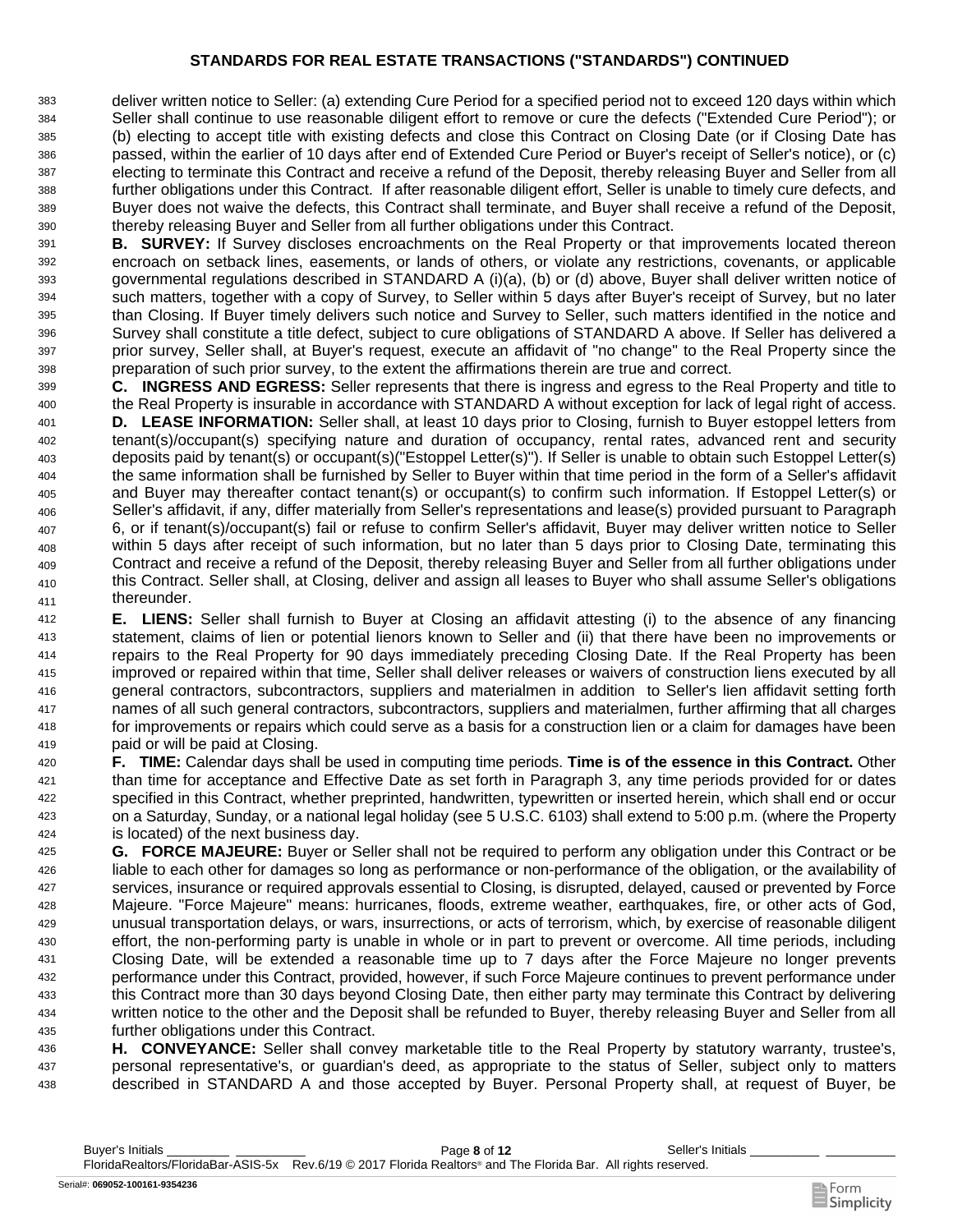## STANDARDS FOR REAL ESTATE TRANSACTIONS ("STANDARDS") CONTINUED

deliver written notice to Seller: (a) extending Cure Period for a specified period not to exceed 120 days within which Seller shall continue to use reasonable diligent effort to remove or cure the defects ("Extended Cure Period"); or (b) electing to accept title with existing defects and close this Contract on Closing Date (or if Closing Date has passed, within the earlier of 10 days after end of Extended Cure Period or Buyer's receipt of Seller's notice), or (c) electing to terminate this Contract and receive a refund of the Deposit, thereby releasing Buyer and Seller from all further obligations under this Contract. If after reasonable diligent effort, Seller is unable to timely cure defects, and Buyer does not waive the defects, this Contract shall terminate, and Buyer shall receive a refund of the Deposit, thereby releasing Buyer and Seller from all further obligations under this Contract.

**B. SURVEY:** If Survey discloses encroachments on the Real Property or that improvements located thereon encroach on setback lines, easements, or lands of others, or violate any restrictions, covenants, or applicable governmental regulations described in STANDARD A (i)(a), (b) or (d) above, Buyer shall deliver written notice of such matters, together with a copy of Survey, to Seller within 5 days after Buyer's receipt of Survey, but no later than Closing. If Buyer timely delivers such notice and Survey to Seller, such matters identified in the notice and Survey shall constitute a title defect, subject to cure obligations of STANDARD A above. If Seller has delivered a prior survey, Seller shall, at Buyer's request, execute an affidavit of "no change" to the Real Property since the preparation of such prior survey, to the extent the affirmations therein are true and correct.

**C. INGRESS AND EGRESS:** Seller represents that there is ingress and egress to the Real Property and title to the Real Property is insurable in accordance with STANDARD A without exception for lack of legal right of access.

**D. LEASE INFORMATION:** Seller shall, at least 10 days prior to Closing, furnish to Buyer estoppel letters from tenant(s)/occupant(s) specifying nature and duration of occupancy, rental rates, advanced rent and security deposits paid by tenant(s) or occupant(s)("Estoppel Letter(s)"). If Seller is unable to obtain such Estoppel Letter(s) the same information shall be furnished by Seller to Buyer within that time period in the form of a Seller's affidavit and Buyer may thereafter contact tenant(s) or occupant(s) to confirm such information. If Estoppel Letter(s) or Seller's affidavit, if any, differ materially from Seller's representations and lease(s) provided pursuant to Paragraph 6, or if tenant(s)/occupant(s) fail or refuse to confirm Seller's affidavit, Buyer may deliver written notice to Seller within 5 days after receipt of such information, but no later than 5 days prior to Closing Date, terminating this Contract and receive a refund of the Deposit, thereby releasing Buyer and Seller from all further obligations under this Contract. Seller shall, at Closing, deliver and assign all leases to Buyer who shall assume Seller's obligations thereunder.

**E. LIENS:** Seller shall furnish to Buyer at Closing an affidavit attesting (i) to the absence of any financing statement, claims of lien or potential lienors known to Seller and (ii) that there have been no improvements or repairs to the Real Property for 90 days immediately preceding Closing Date. If the Real Property has been improved or repaired within that time, Seller shall deliver releases or waivers of construction liens executed by all general contractors, subcontractors, suppliers and materialmen in addition to Seller's lien affidavit setting forth names of all such general contractors, subcontractors, suppliers and materialmen, further affirming that all charges for improvements or repairs which could serve as a basis for a construction lien or a claim for damages have been paid or will be paid at Closing.

**F. TIME:** Calendar days shall be used in computing time periods. **Time is of the essence in this Contract.** Other than time for acceptance and Effective Date as set forth in Paragraph 3, any time periods provided for or dates specified in this Contract, whether preprinted, handwritten, typewritten or inserted herein, which shall end or occur on a Saturday, Sunday, or a national legal holiday (see 5 U.S.C. 6103) shall extend to 5:00 p.m. (where the Property is located) of the next business day.

**G. FORCE MAJEURE:** Buyer or Seller shall not be required to perform any obligation under this Contract or be liable to each other for damages so long as performance or non-performance of the obligation, or the availability of services, insurance or required approvals essential to Closing, is disrupted, delayed, caused or prevented by Force Majeure. "Force Majeure" means: hurricanes, floods, extreme weather, earthquakes, fire, or other acts of God, unusual transportation delays, or wars, insurrections, or acts of terrorism, which, by exercise of reasonable diligent effort, the non-performing party is unable in whole or in part to prevent or overcome. All time periods, including Closing Date, will be extended a reasonable time up to 7 days after the Force Majeure no longer prevents performance under this Contract, provided, however, if such Force Majeure continues to prevent performance under this Contract more than 30 days beyond Closing Date, then either party may terminate this Contract by delivering written notice to the other and the Deposit shall be refunded to Buyer, thereby releasing Buyer and Seller from all further obligations under this Contract.

**H. CONVEYANCE:** Seller shall convey marketable title to the Real Property by statutory warranty, trustee's, personal representative's, or guardian's deed, as appropriate to the status of Seller, subject only to matters described in STANDARD A and those accepted by Buyer. Personal Property shall, at request of Buyer, be

Buyer's Initials ________ ________ Seller's Initials ________ ________
FloridaRealtors/FloridaBar-ASIS-5x Rev.6/19 © 2017 Florida Realtors® and The Florida Bar. All rights reserved.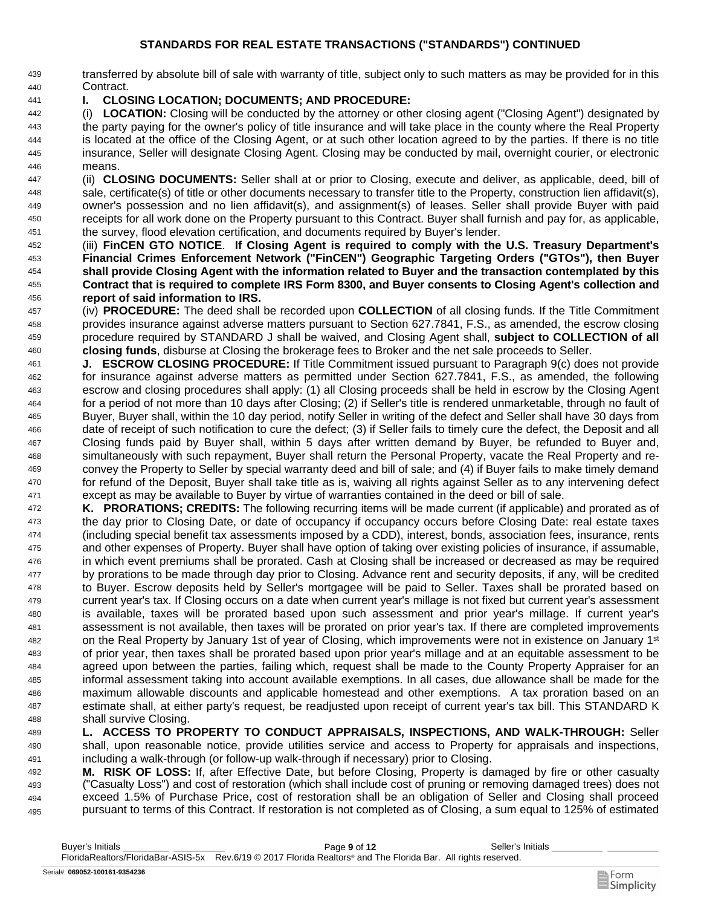## STANDARDS FOR REAL ESTATE TRANSACTIONS ("STANDARDS") CONTINUED

transferred by absolute bill of sale with warranty of title, subject only to such matters as may be provided for in this Contract.

**I. CLOSING LOCATION; DOCUMENTS; AND PROCEDURE:**

(i) **LOCATION:** Closing will be conducted by the attorney or other closing agent ("Closing Agent") designated by the party paying for the owner's policy of title insurance and will take place in the county where the Real Property is located at the office of the Closing Agent, or at such other location agreed to by the parties. If there is no title insurance, Seller will designate Closing Agent. Closing may be conducted by mail, overnight courier, or electronic means.

(ii) **CLOSING DOCUMENTS:** Seller shall at or prior to Closing, execute and deliver, as applicable, deed, bill of sale, certificate(s) of title or other documents necessary to transfer title to the Property, construction lien affidavit(s), owner's possession and no lien affidavit(s), and assignment(s) of leases. Seller shall provide Buyer with paid receipts for all work done on the Property pursuant to this Contract. Buyer shall furnish and pay for, as applicable, the survey, flood elevation certification, and documents required by Buyer's lender.

(iii) **FinCEN GTO NOTICE**. **If Closing Agent is required to comply with the U.S. Treasury Department's Financial Crimes Enforcement Network ("FinCEN") Geographic Targeting Orders ("GTOs"), then Buyer shall provide Closing Agent with the information related to Buyer and the transaction contemplated by this Contract that is required to complete IRS Form 8300, and Buyer consents to Closing Agent's collection and report of said information to IRS.**

(iv) **PROCEDURE:** The deed shall be recorded upon **COLLECTION** of all closing funds. If the Title Commitment provides insurance against adverse matters pursuant to Section 627.7841, F.S., as amended, the escrow closing procedure required by STANDARD J shall be waived, and Closing Agent shall, **subject to COLLECTION of all closing funds**, disburse at Closing the brokerage fees to Broker and the net sale proceeds to Seller.

**J. ESCROW CLOSING PROCEDURE:** If Title Commitment issued pursuant to Paragraph 9(c) does not provide for insurance against adverse matters as permitted under Section 627.7841, F.S., as amended, the following escrow and closing procedures shall apply: (1) all Closing proceeds shall be held in escrow by the Closing Agent for a period of not more than 10 days after Closing; (2) if Seller's title is rendered unmarketable, through no fault of Buyer, Buyer shall, within the 10 day period, notify Seller in writing of the defect and Seller shall have 30 days from date of receipt of such notification to cure the defect; (3) if Seller fails to timely cure the defect, the Deposit and all Closing funds paid by Buyer shall, within 5 days after written demand by Buyer, be refunded to Buyer and, simultaneously with such repayment, Buyer shall return the Personal Property, vacate the Real Property and re-convey the Property to Seller by special warranty deed and bill of sale; and (4) if Buyer fails to make timely demand for refund of the Deposit, Buyer shall take title as is, waiving all rights against Seller as to any intervening defect except as may be available to Buyer by virtue of warranties contained in the deed or bill of sale.

**K. PRORATIONS; CREDITS:** The following recurring items will be made current (if applicable) and prorated as of the day prior to Closing Date, or date of occupancy if occupancy occurs before Closing Date: real estate taxes (including special benefit tax assessments imposed by a CDD), interest, bonds, association fees, insurance, rents and other expenses of Property. Buyer shall have option of taking over existing policies of insurance, if assumable, in which event premiums shall be prorated. Cash at Closing shall be increased or decreased as may be required by prorations to be made through day prior to Closing. Advance rent and security deposits, if any, will be credited to Buyer. Escrow deposits held by Seller's mortgagee will be paid to Seller. Taxes shall be prorated based on current year's tax. If Closing occurs on a date when current year's millage is not fixed but current year's assessment is available, taxes will be prorated based upon such assessment and prior year's millage. If current year's assessment is not available, then taxes will be prorated on prior year's tax. If there are completed improvements on the Real Property by January 1st of year of Closing, which improvements were not in existence on January 1st of prior year, then taxes shall be prorated based upon prior year's millage and at an equitable assessment to be agreed upon between the parties, failing which, request shall be made to the County Property Appraiser for an informal assessment taking into account available exemptions. In all cases, due allowance shall be made for the maximum allowable discounts and applicable homestead and other exemptions. A tax proration based on an estimate shall, at either party's request, be readjusted upon receipt of current year's tax bill. This STANDARD K shall survive Closing.

**L. ACCESS TO PROPERTY TO CONDUCT APPRAISALS, INSPECTIONS, AND WALK-THROUGH:** Seller shall, upon reasonable notice, provide utilities service and access to Property for appraisals and inspections, including a walk-through (or follow-up walk-through if necessary) prior to Closing.

**M. RISK OF LOSS:** If, after Effective Date, but before Closing, Property is damaged by fire or other casualty ("Casualty Loss") and cost of restoration (which shall include cost of pruning or removing damaged trees) does not exceed 1.5% of Purchase Price, cost of restoration shall be an obligation of Seller and Closing shall proceed pursuant to terms of this Contract. If restoration is not completed as of Closing, a sum equal to 125% of estimated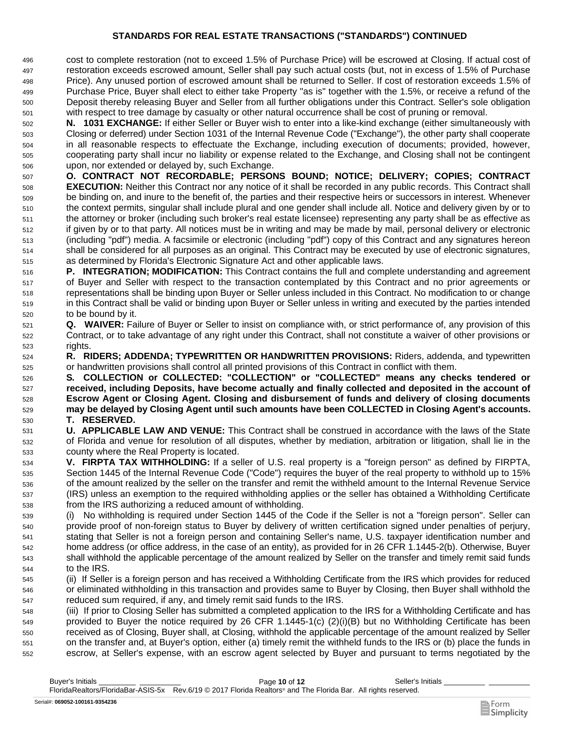## STANDARDS FOR REAL ESTATE TRANSACTIONS ("STANDARDS") CONTINUED

cost to complete restoration (not to exceed 1.5% of Purchase Price) will be escrowed at Closing. If actual cost of restoration exceeds escrowed amount, Seller shall pay such actual costs (but, not in excess of 1.5% of Purchase Price). Any unused portion of escrowed amount shall be returned to Seller. If cost of restoration exceeds 1.5% of Purchase Price, Buyer shall elect to either take Property "as is" together with the 1.5%, or receive a refund of the Deposit thereby releasing Buyer and Seller from all further obligations under this Contract. Seller's sole obligation with respect to tree damage by casualty or other natural occurrence shall be cost of pruning or removal.

**N. 1031 EXCHANGE:** If either Seller or Buyer wish to enter into a like-kind exchange (either simultaneously with Closing or deferred) under Section 1031 of the Internal Revenue Code ("Exchange"), the other party shall cooperate in all reasonable respects to effectuate the Exchange, including execution of documents; provided, however, cooperating party shall incur no liability or expense related to the Exchange, and Closing shall not be contingent upon, nor extended or delayed by, such Exchange.

**O. CONTRACT NOT RECORDABLE; PERSONS BOUND; NOTICE; DELIVERY; COPIES; CONTRACT EXECUTION:** Neither this Contract nor any notice of it shall be recorded in any public records. This Contract shall be binding on, and inure to the benefit of, the parties and their respective heirs or successors in interest. Whenever the context permits, singular shall include plural and one gender shall include all. Notice and delivery given by or to the attorney or broker (including such broker's real estate licensee) representing any party shall be as effective as if given by or to that party. All notices must be in writing and may be made by mail, personal delivery or electronic (including "pdf") media. A facsimile or electronic (including "pdf") copy of this Contract and any signatures hereon shall be considered for all purposes as an original. This Contract may be executed by use of electronic signatures, as determined by Florida's Electronic Signature Act and other applicable laws.

**P. INTEGRATION; MODIFICATION:** This Contract contains the full and complete understanding and agreement of Buyer and Seller with respect to the transaction contemplated by this Contract and no prior agreements or representations shall be binding upon Buyer or Seller unless included in this Contract. No modification to or change in this Contract shall be valid or binding upon Buyer or Seller unless in writing and executed by the parties intended to be bound by it.

**Q. WAIVER:** Failure of Buyer or Seller to insist on compliance with, or strict performance of, any provision of this Contract, or to take advantage of any right under this Contract, shall not constitute a waiver of other provisions or rights.

**R. RIDERS; ADDENDA; TYPEWRITTEN OR HANDWRITTEN PROVISIONS:** Riders, addenda, and typewritten or handwritten provisions shall control all printed provisions of this Contract in conflict with them.

**S. COLLECTION or COLLECTED: "COLLECTION" or "COLLECTED" means any checks tendered or received, including Deposits, have become actually and finally collected and deposited in the account of Escrow Agent or Closing Agent. Closing and disbursement of funds and delivery of closing documents may be delayed by Closing Agent until such amounts have been COLLECTED in Closing Agent's accounts.**

**T. RESERVED.**

**U. APPLICABLE LAW AND VENUE:** This Contract shall be construed in accordance with the laws of the State of Florida and venue for resolution of all disputes, whether by mediation, arbitration or litigation, shall lie in the county where the Real Property is located.

**V. FIRPTA TAX WITHHOLDING:** If a seller of U.S. real property is a "foreign person" as defined by FIRPTA, Section 1445 of the Internal Revenue Code ("Code") requires the buyer of the real property to withhold up to 15% of the amount realized by the seller on the transfer and remit the withheld amount to the Internal Revenue Service (IRS) unless an exemption to the required withholding applies or the seller has obtained a Withholding Certificate from the IRS authorizing a reduced amount of withholding.

(i) No withholding is required under Section 1445 of the Code if the Seller is not a "foreign person". Seller can provide proof of non-foreign status to Buyer by delivery of written certification signed under penalties of perjury, stating that Seller is not a foreign person and containing Seller's name, U.S. taxpayer identification number and home address (or office address, in the case of an entity), as provided for in 26 CFR 1.1445-2(b). Otherwise, Buyer shall withhold the applicable percentage of the amount realized by Seller on the transfer and timely remit said funds to the IRS.

(ii) If Seller is a foreign person and has received a Withholding Certificate from the IRS which provides for reduced or eliminated withholding in this transaction and provides same to Buyer by Closing, then Buyer shall withhold the reduced sum required, if any, and timely remit said funds to the IRS.

(iii) If prior to Closing Seller has submitted a completed application to the IRS for a Withholding Certificate and has provided to Buyer the notice required by 26 CFR 1.1445-1(c) (2)(i)(B) but no Withholding Certificate has been received as of Closing, Buyer shall, at Closing, withhold the applicable percentage of the amount realized by Seller on the transfer and, at Buyer's option, either (a) timely remit the withheld funds to the IRS or (b) place the funds in escrow, at Seller's expense, with an escrow agent selected by Buyer and pursuant to terms negotiated by the

Buyer's Initials \_\_\_\_\_\_\_\_ \_\_\_\_\_\_\_\_ Seller's Initials \_\_\_\_\_\_\_\_ \_\_\_\_\_\_\_\_

FloridaRealtors/FloridaBar-ASIS-5x Rev.6/19 © 2017 Florida Realtors® and The Florida Bar. All rights reserved.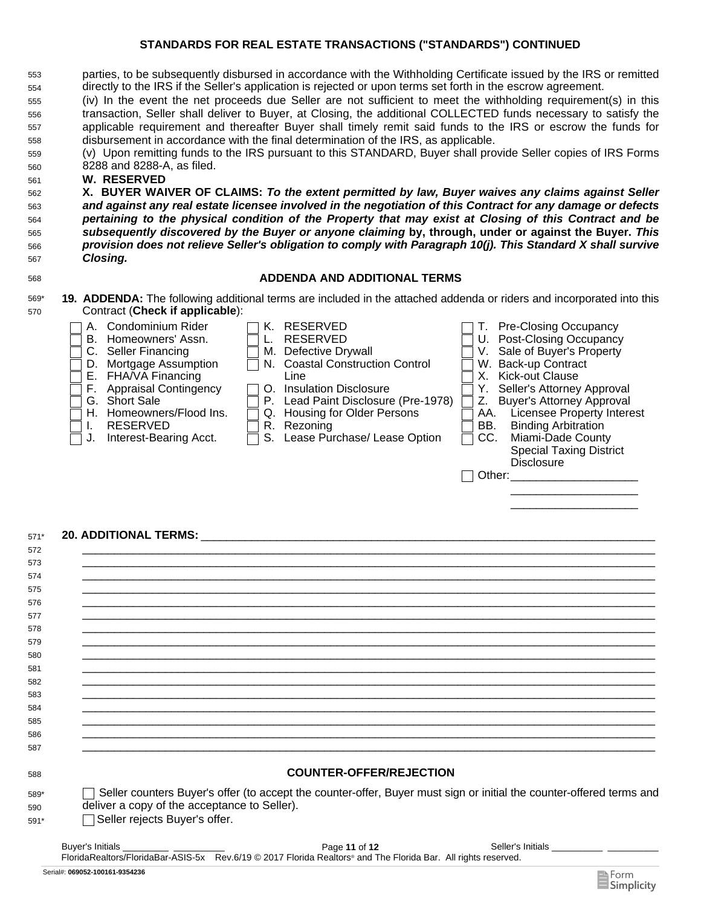## STANDARDS FOR REAL ESTATE TRANSACTIONS ("STANDARDS") CONTINUED

parties, to be subsequently disbursed in accordance with the Withholding Certificate issued by the IRS or remitted directly to the IRS if the Seller's application is rejected or upon terms set forth in the escrow agreement.

(iv) In the event the net proceeds due Seller are not sufficient to meet the withholding requirement(s) in this transaction, Seller shall deliver to Buyer, at Closing, the additional COLLECTED funds necessary to satisfy the applicable requirement and thereafter Buyer shall timely remit said funds to the IRS or escrow the funds for disbursement in accordance with the final determination of the IRS, as applicable.

(v) Upon remitting funds to the IRS pursuant to this STANDARD, Buyer shall provide Seller copies of IRS Forms 8288 and 8288-A, as filed.

**W. RESERVED**

**X. BUYER WAIVER OF CLAIMS:** ***To the extent permitted by law, Buyer waives any claims against Seller and against any real estate licensee involved in the negotiation of this Contract for any damage or defects pertaining to the physical condition of the Property that may exist at Closing of this Contract and be subsequently discovered by the Buyer or anyone claiming* by, through, under or against the Buyer. *This provision does not relieve Seller's obligation to comply with Paragraph 10(j). This Standard X shall survive Closing.***

## ADDENDA AND ADDITIONAL TERMS

**19. ADDENDA:** The following additional terms are included in the attached addenda or riders and incorporated into this Contract (**Check if applicable**):

- ☐ A. Condominium Rider
- ☐ B. Homeowners' Assn.
- ☐ C. Seller Financing
- ☐ D. Mortgage Assumption
- ☐ E. FHA/VA Financing
- ☐ F. Appraisal Contingency
- ☐ G. Short Sale
- ☐ H. Homeowners/Flood Ins.
- ☐ I. RESERVED
- ☐ J. Interest-Bearing Acct.
- ☐ K. RESERVED
- ☐ L. RESERVED
- ☐ M. Defective Drywall
- ☐ N. Coastal Construction Control Line
- ☐ O. Insulation Disclosure
- ☐ P. Lead Paint Disclosure (Pre-1978)
- ☐ Q. Housing for Older Persons
- ☐ R. Rezoning
- ☐ S. Lease Purchase/ Lease Option
- ☐ T. Pre-Closing Occupancy
- ☐ U. Post-Closing Occupancy
- ☐ V. Sale of Buyer's Property
- ☐ W. Back-up Contract
- ☐ X. Kick-out Clause
- ☐ Y. Seller's Attorney Approval
- ☐ Z. Buyer's Attorney Approval
- ☐ AA. Licensee Property Interest
- ☐ BB. Binding Arbitration
- ☐ CC. Miami-Dade County Special Taxing District Disclosure
- ☐ Other:____________________

**20. ADDITIONAL TERMS:** ____________________________________________________________

## COUNTER-OFFER/REJECTION

☐ Seller counters Buyer's offer (to accept the counter-offer, Buyer must sign or initial the counter-offered terms and deliver a copy of the acceptance to Seller).

☐ Seller rejects Buyer's offer.

Buyer's Initials _________ _________ Seller's Initials _________ _________

FloridaRealtors/FloridaBar-ASIS-5x Rev.6/19 © 2017 Florida Realtors® and The Florida Bar. All rights reserved.

Serial#: 069052-100161-9354236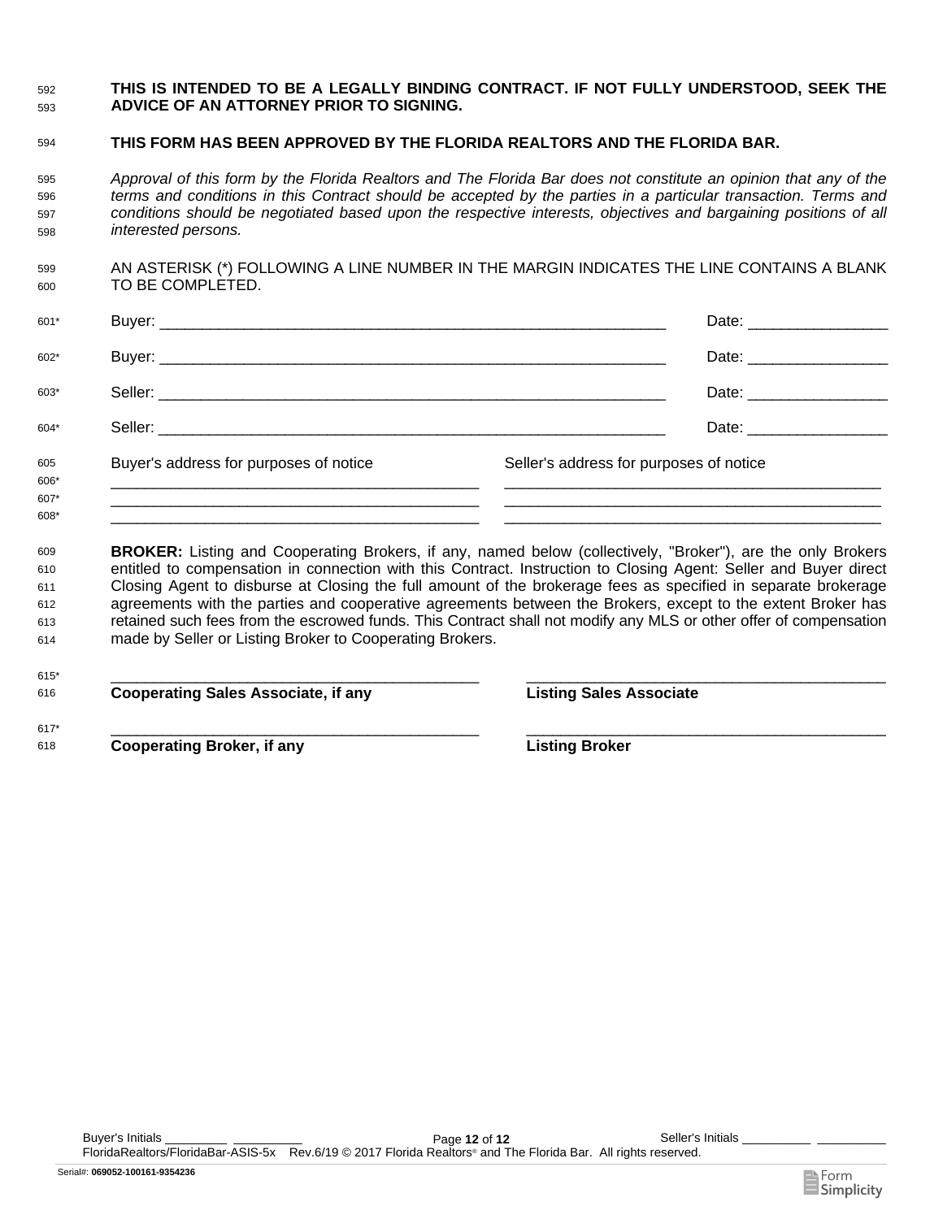**THIS IS INTENDED TO BE A LEGALLY BINDING CONTRACT. IF NOT FULLY UNDERSTOOD, SEEK THE ADVICE OF AN ATTORNEY PRIOR TO SIGNING.**

**THIS FORM HAS BEEN APPROVED BY THE FLORIDA REALTORS AND THE FLORIDA BAR.**

*Approval of this form by the Florida Realtors and The Florida Bar does not constitute an opinion that any of the terms and conditions in this Contract should be accepted by the parties in a particular transaction. Terms and conditions should be negotiated based upon the respective interests, objectives and bargaining positions of all interested persons.*

AN ASTERISK (*) FOLLOWING A LINE NUMBER IN THE MARGIN INDICATES THE LINE CONTAINS A BLANK TO BE COMPLETED.

Buyer: ______________________________________________ Date: ________________

Buyer: ______________________________________________ Date: ________________

Seller: ______________________________________________ Date: ________________

Seller: ______________________________________________ Date: ________________

| Buyer's address for purposes of notice | Seller's address for purposes of notice |
| --- | --- |
| ______________________________ | ______________________________ |
| ______________________________ | ______________________________ |
| ______________________________ | ______________________________ |

**BROKER:** Listing and Cooperating Brokers, if any, named below (collectively, "Broker"), are the only Brokers entitled to compensation in connection with this Contract. Instruction to Closing Agent: Seller and Buyer direct Closing Agent to disburse at Closing the full amount of the brokerage fees as specified in separate brokerage agreements with the parties and cooperative agreements between the Brokers, except to the extent Broker has retained such fees from the escrowed funds. This Contract shall not modify any MLS or other offer of compensation made by Seller or Listing Broker to Cooperating Brokers.

| | |
| --- | --- |
| ______________________________ | ______________________________ |
| **Cooperating Sales Associate, if any** | **Listing Sales Associate** |
| ______________________________ | ______________________________ |
| **Cooperating Broker, if any** | **Listing Broker** |

Buyer's Initials _________ _________ Seller's Initials _________ _________

FloridaRealtors/FloridaBar-ASIS-5x Rev.6/19 © 2017 Florida Realtors® and The Florida Bar. All rights reserved.

Serial#: 069052-100161-9354236